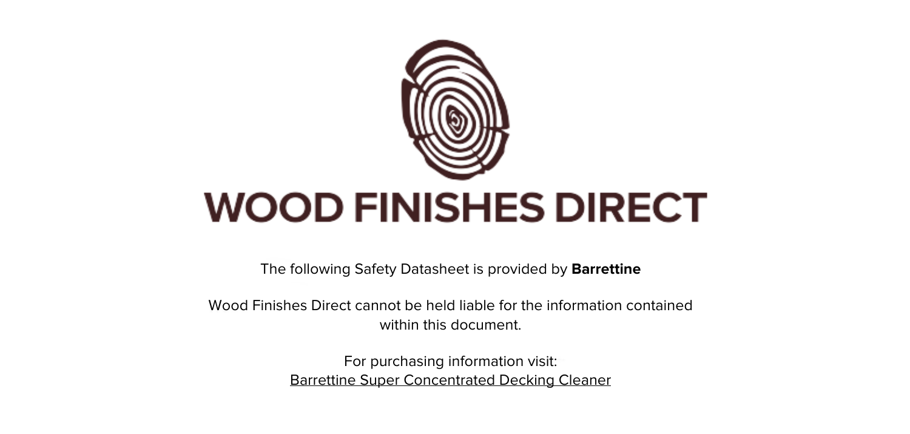# WOOD FINISHES DIRECT

The following Safety Datasheet is provided by **Barrettine**

Wood Finishes Direct cannot be held liable for the information contained within this document.

For purchasing information visit:
Barrettine Super Concentrated Decking Cleaner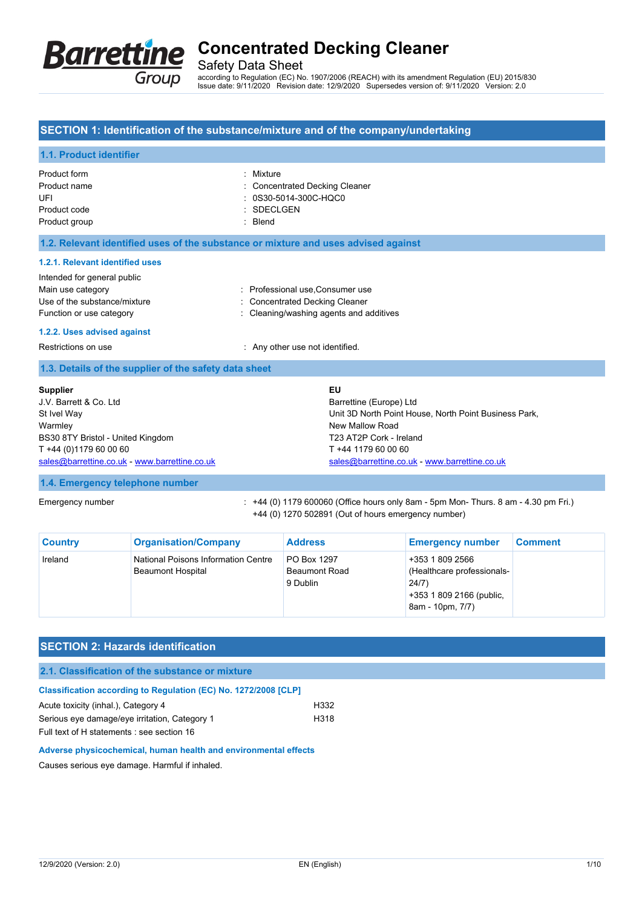# Concentrated Decking Cleaner

Safety Data Sheet

according to Regulation (EC) No. 1907/2006 (REACH) with its amendment Regulation (EU) 2015/830

Issue date: 9/11/2020 Revision date: 12/9/2020 Supersedes version of: 9/11/2020 Version: 2.0

## SECTION 1: Identification of the substance/mixture and of the company/undertaking

### 1.1. Product identifier

Product form : Mixture

Product name : Concentrated Decking Cleaner

UFI : 0S30-5014-300C-HQC0

Product code : SDECLGEN

Product group : Blend

### 1.2. Relevant identified uses of the substance or mixture and uses advised against

#### 1.2.1. Relevant identified uses

Intended for general public

Main use category : Professional use,Consumer use

Use of the substance/mixture : Concentrated Decking Cleaner

Function or use category : Cleaning/washing agents and additives

#### 1.2.2. Uses advised against

Restrictions on use : Any other use not identified.

### 1.3. Details of the supplier of the safety data sheet

**Supplier**
J.V. Barrett & Co. Ltd
St Ivel Way
Warmley
BS30 8TY Bristol - United Kingdom
T +44 (0)1179 60 00 60
sales@barrettine.co.uk - www.barrettine.co.uk

**EU**
Barrettine (Europe) Ltd
Unit 3D North Point House, North Point Business Park,
New Mallow Road
T23 AT2P Cork - Ireland
T +44 1179 60 00 60
sales@barrettine.co.uk - www.barrettine.co.uk

### 1.4. Emergency telephone number

Emergency number : +44 (0) 1179 600060 (Office hours only 8am - 5pm Mon- Thurs. 8 am - 4.30 pm Fri.)
+44 (0) 1270 502891 (Out of hours emergency number)

| Country | Organisation/Company | Address | Emergency number | Comment |
|---|---|---|---|---|
| Ireland | National Poisons Information Centre Beaumont Hospital | PO Box 1297 Beaumont Road 9 Dublin | +353 1 809 2566 (Healthcare professionals- 24/7) +353 1 809 2166 (public, 8am - 10pm, 7/7) | |

## SECTION 2: Hazards identification

### 2.1. Classification of the substance or mixture

#### Classification according to Regulation (EC) No. 1272/2008 [CLP]

Acute toxicity (inhal.), Category 4 H332

Serious eye damage/eye irritation, Category 1 H318

Full text of H statements : see section 16

#### Adverse physicochemical, human health and environmental effects

Causes serious eye damage. Harmful if inhaled.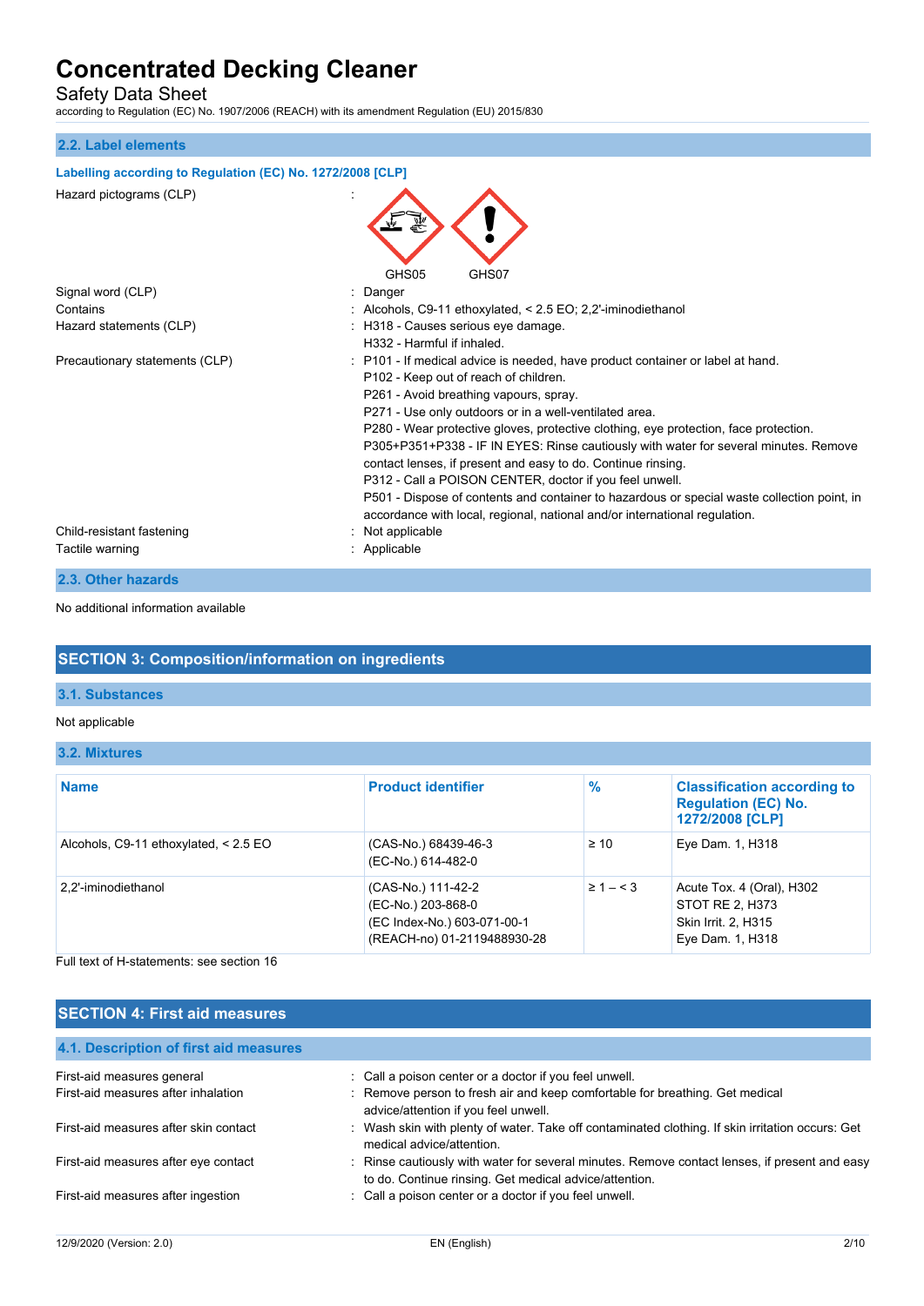## 2.2. Label elements

**Labelling according to Regulation (EC) No. 1272/2008 [CLP]**

| | |
|---|---|
| Hazard pictograms (CLP) | : GHS05 GHS07 |
| Signal word (CLP) | : Danger |
| Contains | : Alcohols, C9-11 ethoxylated, < 2.5 EO; 2,2'-iminodiethanol |
| Hazard statements (CLP) | : H318 - Causes serious eye damage.<br>H332 - Harmful if inhaled. |
| Precautionary statements (CLP) | : P101 - If medical advice is needed, have product container or label at hand.<br>P102 - Keep out of reach of children.<br>P261 - Avoid breathing vapours, spray.<br>P271 - Use only outdoors or in a well-ventilated area.<br>P280 - Wear protective gloves, protective clothing, eye protection, face protection.<br>P305+P351+P338 - IF IN EYES: Rinse cautiously with water for several minutes. Remove contact lenses, if present and easy to do. Continue rinsing.<br>P312 - Call a POISON CENTER, doctor if you feel unwell.<br>P501 - Dispose of contents and container to hazardous or special waste collection point, in accordance with local, regional, national and/or international regulation. |
| Child-resistant fastening | : Not applicable |
| Tactile warning | : Applicable |

## 2.3. Other hazards

No additional information available

# SECTION 3: Composition/information on ingredients

## 3.1. Substances

Not applicable

## 3.2. Mixtures

| Name | Product identifier | % | Classification according to Regulation (EC) No. 1272/2008 [CLP] |
|---|---|---|---|
| Alcohols, C9-11 ethoxylated, < 2.5 EO | (CAS-No.) 68439-46-3<br>(EC-No.) 614-482-0 | ≥ 10 | Eye Dam. 1, H318 |
| 2,2'-iminodiethanol | (CAS-No.) 111-42-2<br>(EC-No.) 203-868-0<br>(EC Index-No.) 603-071-00-1<br>(REACH-no) 01-2119488930-28 | ≥ 1 – < 3 | Acute Tox. 4 (Oral), H302<br>STOT RE 2, H373<br>Skin Irrit. 2, H315<br>Eye Dam. 1, H318 |

Full text of H-statements: see section 16

# SECTION 4: First aid measures

## 4.1. Description of first aid measures

| | |
|---|---|
| First-aid measures general | : Call a poison center or a doctor if you feel unwell. |
| First-aid measures after inhalation | : Remove person to fresh air and keep comfortable for breathing. Get medical advice/attention if you feel unwell. |
| First-aid measures after skin contact | : Wash skin with plenty of water. Take off contaminated clothing. If skin irritation occurs: Get medical advice/attention. |
| First-aid measures after eye contact | : Rinse cautiously with water for several minutes. Remove contact lenses, if present and easy to do. Continue rinsing. Get medical advice/attention. |
| First-aid measures after ingestion | : Call a poison center or a doctor if you feel unwell. |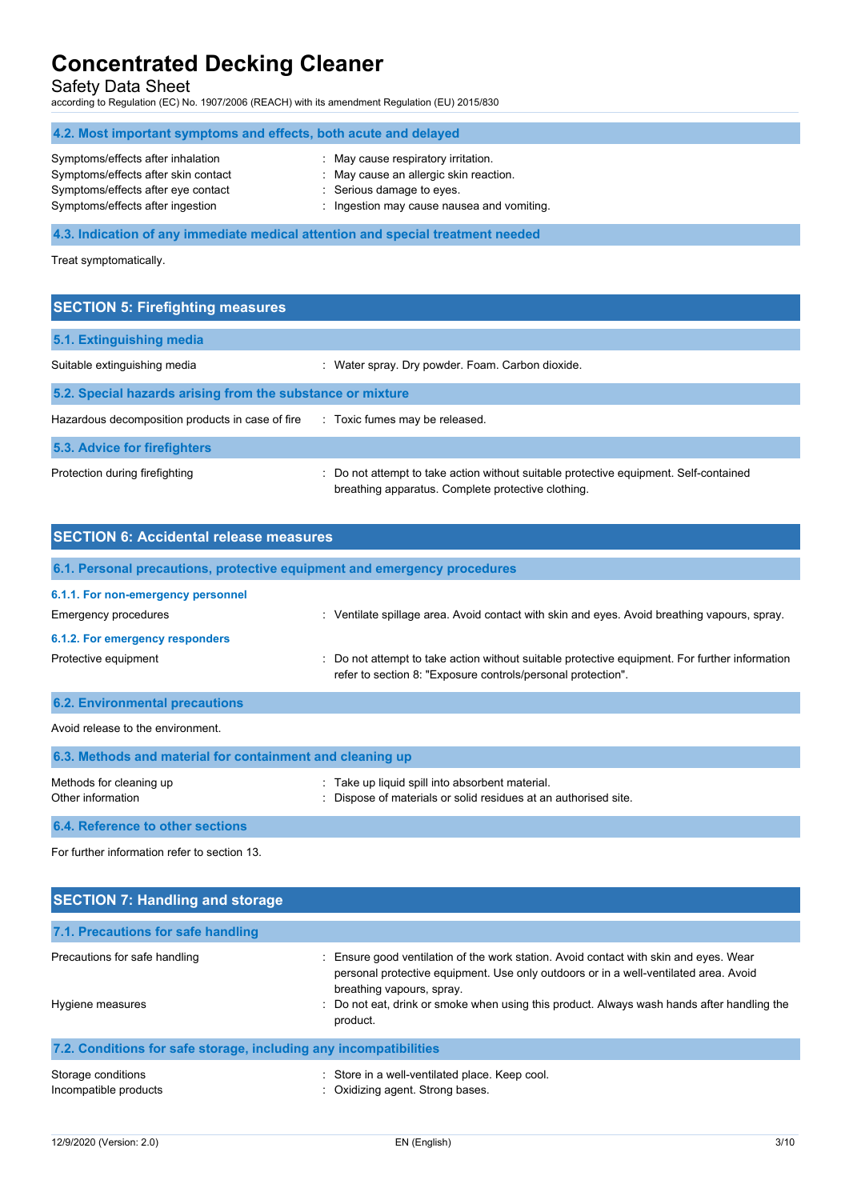### 4.2. Most important symptoms and effects, both acute and delayed

Symptoms/effects after inhalation : May cause respiratory irritation.
Symptoms/effects after skin contact : May cause an allergic skin reaction.
Symptoms/effects after eye contact : Serious damage to eyes.
Symptoms/effects after ingestion : Ingestion may cause nausea and vomiting.

### 4.3. Indication of any immediate medical attention and special treatment needed

Treat symptomatically.

## SECTION 5: Firefighting measures

### 5.1. Extinguishing media

Suitable extinguishing media : Water spray. Dry powder. Foam. Carbon dioxide.

### 5.2. Special hazards arising from the substance or mixture

Hazardous decomposition products in case of fire : Toxic fumes may be released.

### 5.3. Advice for firefighters

Protection during firefighting : Do not attempt to take action without suitable protective equipment. Self-contained breathing apparatus. Complete protective clothing.

## SECTION 6: Accidental release measures

### 6.1. Personal precautions, protective equipment and emergency procedures

#### 6.1.1. For non-emergency personnel

Emergency procedures : Ventilate spillage area. Avoid contact with skin and eyes. Avoid breathing vapours, spray.

#### 6.1.2. For emergency responders

Protective equipment : Do not attempt to take action without suitable protective equipment. For further information refer to section 8: "Exposure controls/personal protection".

### 6.2. Environmental precautions

Avoid release to the environment.

### 6.3. Methods and material for containment and cleaning up

Methods for cleaning up : Take up liquid spill into absorbent material.
Other information : Dispose of materials or solid residues at an authorised site.

### 6.4. Reference to other sections

For further information refer to section 13.

## SECTION 7: Handling and storage

### 7.1. Precautions for safe handling

Precautions for safe handling : Ensure good ventilation of the work station. Avoid contact with skin and eyes. Wear personal protective equipment. Use only outdoors or in a well-ventilated area. Avoid breathing vapours, spray.
Hygiene measures : Do not eat, drink or smoke when using this product. Always wash hands after handling the product.

### 7.2. Conditions for safe storage, including any incompatibilities

Storage conditions : Store in a well-ventilated place. Keep cool.
Incompatible products : Oxidizing agent. Strong bases.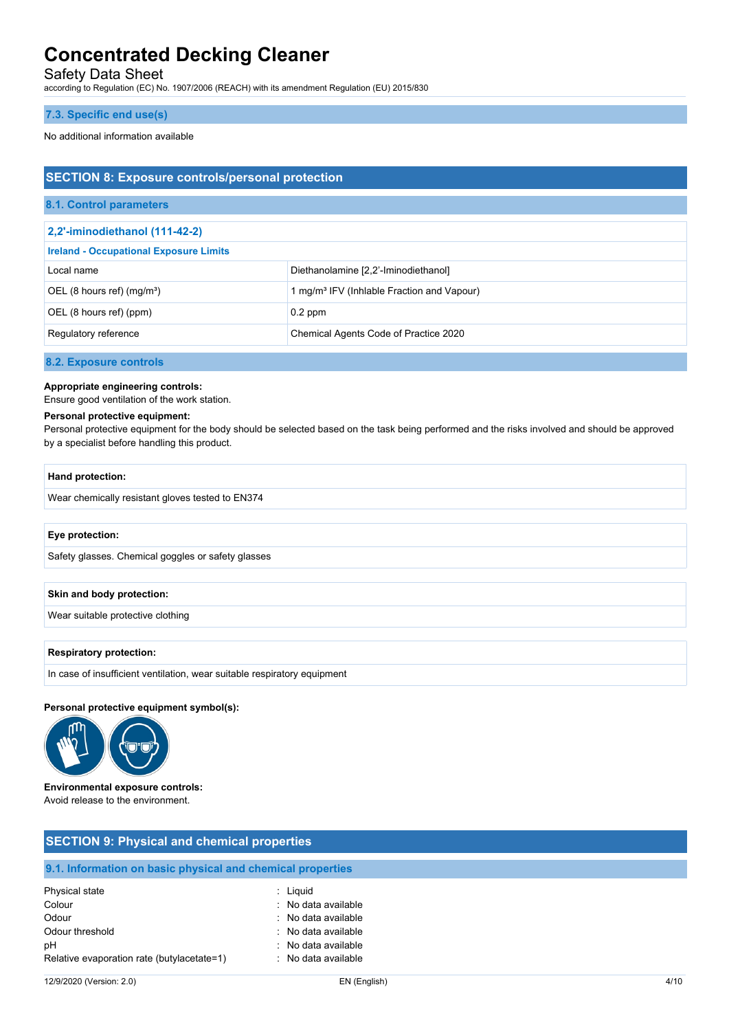### 7.3. Specific end use(s)

No additional information available

## SECTION 8: Exposure controls/personal protection

### 8.1. Control parameters

| 2,2'-iminodiethanol (111-42-2) | |
|---|---|
| **Ireland - Occupational Exposure Limits** | |
| Local name | Diethanolamine [2,2'-Iminodiethanol] |
| OEL (8 hours ref) (mg/m³) | 1 mg/m³ IFV (Inhlable Fraction and Vapour) |
| OEL (8 hours ref) (ppm) | 0.2 ppm |
| Regulatory reference | Chemical Agents Code of Practice 2020 |

### 8.2. Exposure controls

**Appropriate engineering controls:**
Ensure good ventilation of the work station.

**Personal protective equipment:**
Personal protective equipment for the body should be selected based on the task being performed and the risks involved and should be approved by a specialist before handling this product.

| Hand protection: |
|---|
| Wear chemically resistant gloves tested to EN374 |

| Eye protection: |
|---|
| Safety glasses. Chemical goggles or safety glasses |

| Skin and body protection: |
|---|
| Wear suitable protective clothing |

| Respiratory protection: |
|---|
| In case of insufficient ventilation, wear suitable respiratory equipment |

**Personal protective equipment symbol(s):**

**Environmental exposure controls:**
Avoid release to the environment.

## SECTION 9: Physical and chemical properties

### 9.1. Information on basic physical and chemical properties

| | |
|---|---|
| Physical state | : Liquid |
| Colour | : No data available |
| Odour | : No data available |
| Odour threshold | : No data available |
| pH | : No data available |
| Relative evaporation rate (butylacetate=1) | : No data available |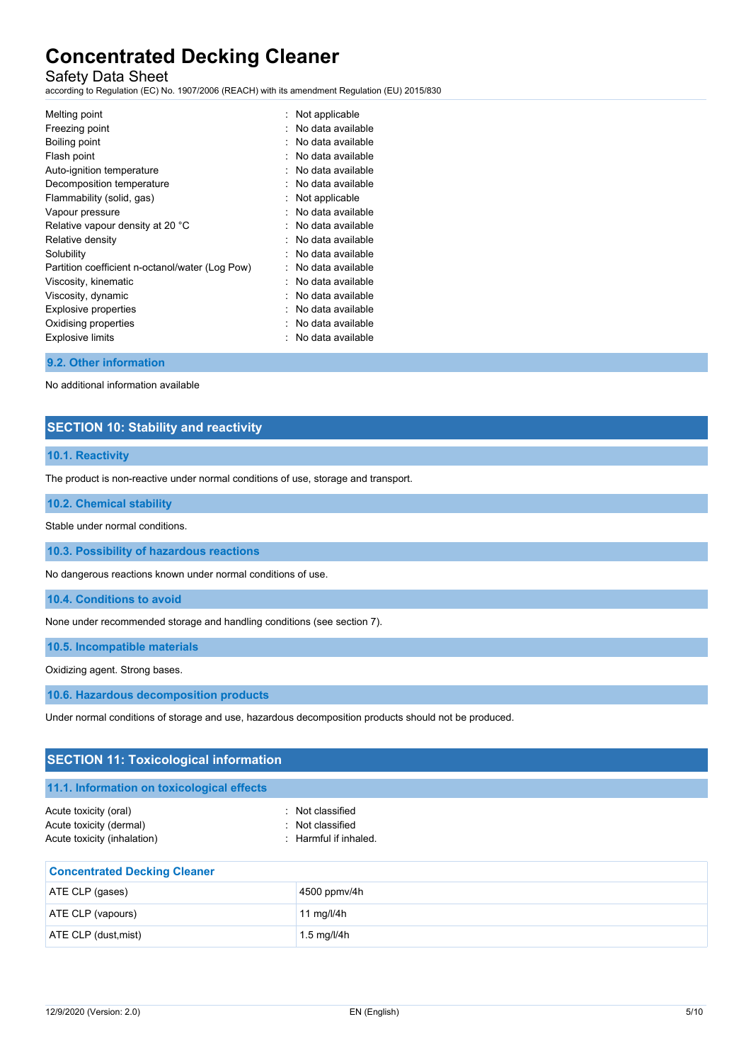| | |
|---|---|
| Melting point | : Not applicable |
| Freezing point | : No data available |
| Boiling point | : No data available |
| Flash point | : No data available |
| Auto-ignition temperature | : No data available |
| Decomposition temperature | : No data available |
| Flammability (solid, gas) | : Not applicable |
| Vapour pressure | : No data available |
| Relative vapour density at 20 °C | : No data available |
| Relative density | : No data available |
| Solubility | : No data available |
| Partition coefficient n-octanol/water (Log Pow) | : No data available |
| Viscosity, kinematic | : No data available |
| Viscosity, dynamic | : No data available |
| Explosive properties | : No data available |
| Oxidising properties | : No data available |
| Explosive limits | : No data available |

### 9.2. Other information

No additional information available

## SECTION 10: Stability and reactivity

### 10.1. Reactivity

The product is non-reactive under normal conditions of use, storage and transport.

### 10.2. Chemical stability

Stable under normal conditions.

### 10.3. Possibility of hazardous reactions

No dangerous reactions known under normal conditions of use.

### 10.4. Conditions to avoid

None under recommended storage and handling conditions (see section 7).

### 10.5. Incompatible materials

Oxidizing agent. Strong bases.

### 10.6. Hazardous decomposition products

Under normal conditions of storage and use, hazardous decomposition products should not be produced.

## SECTION 11: Toxicological information

### 11.1. Information on toxicological effects

| | |
|---|---|
| Acute toxicity (oral) | : Not classified |
| Acute toxicity (dermal) | : Not classified |
| Acute toxicity (inhalation) | : Harmful if inhaled. |

| Concentrated Decking Cleaner | |
|---|---|
| ATE CLP (gases) | 4500 ppmv/4h |
| ATE CLP (vapours) | 11 mg/l/4h |
| ATE CLP (dust,mist) | 1.5 mg/l/4h |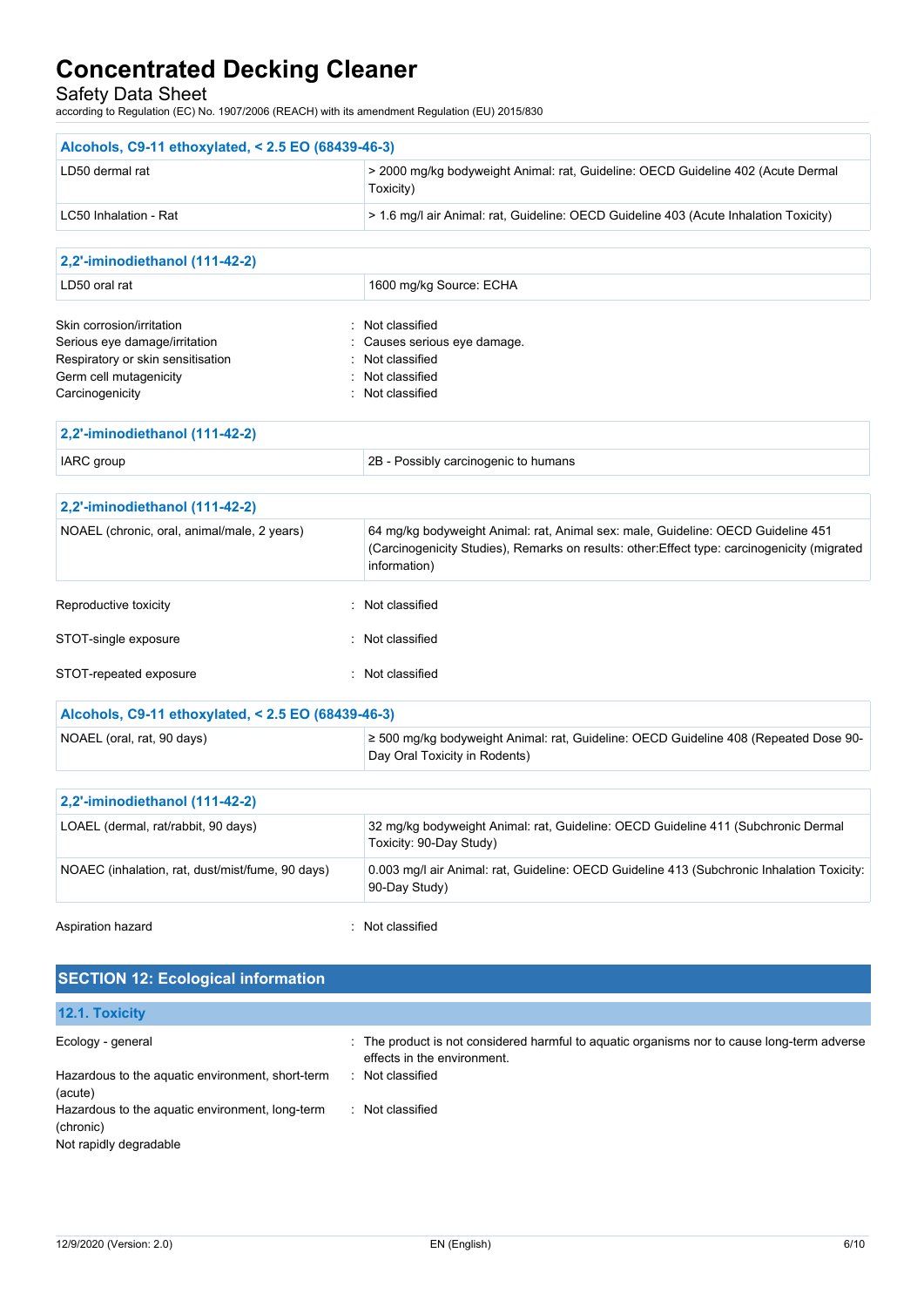| Alcohols, C9-11 ethoxylated, < 2.5 EO (68439-46-3) | |
|---|---|
| LD50 dermal rat | > 2000 mg/kg bodyweight Animal: rat, Guideline: OECD Guideline 402 (Acute Dermal Toxicity) |
| LC50 Inhalation - Rat | > 1.6 mg/l air Animal: rat, Guideline: OECD Guideline 403 (Acute Inhalation Toxicity) |

| 2,2'-iminodiethanol (111-42-2) | |
|---|---|
| LD50 oral rat | 1600 mg/kg Source: ECHA |

Skin corrosion/irritation : Not classified
Serious eye damage/irritation : Causes serious eye damage.
Respiratory or skin sensitisation : Not classified
Germ cell mutagenicity : Not classified
Carcinogenicity : Not classified

| 2,2'-iminodiethanol (111-42-2) | |
|---|---|
| IARC group | 2B - Possibly carcinogenic to humans |

| 2,2'-iminodiethanol (111-42-2) | |
|---|---|
| NOAEL (chronic, oral, animal/male, 2 years) | 64 mg/kg bodyweight Animal: rat, Animal sex: male, Guideline: OECD Guideline 451 (Carcinogenicity Studies), Remarks on results: other:Effect type: carcinogenicity (migrated information) |

Reproductive toxicity : Not classified

STOT-single exposure : Not classified

STOT-repeated exposure : Not classified

| Alcohols, C9-11 ethoxylated, < 2.5 EO (68439-46-3) | |
|---|---|
| NOAEL (oral, rat, 90 days) | ≥ 500 mg/kg bodyweight Animal: rat, Guideline: OECD Guideline 408 (Repeated Dose 90-Day Oral Toxicity in Rodents) |

| 2,2'-iminodiethanol (111-42-2) | |
|---|---|
| LOAEL (dermal, rat/rabbit, 90 days) | 32 mg/kg bodyweight Animal: rat, Guideline: OECD Guideline 411 (Subchronic Dermal Toxicity: 90-Day Study) |
| NOAEC (inhalation, rat, dust/mist/fume, 90 days) | 0.003 mg/l air Animal: rat, Guideline: OECD Guideline 413 (Subchronic Inhalation Toxicity: 90-Day Study) |

Aspiration hazard : Not classified

## SECTION 12: Ecological information

### 12.1. Toxicity

Ecology - general : The product is not considered harmful to aquatic organisms nor to cause long-term adverse effects in the environment.
Hazardous to the aquatic environment, short-term (acute) : Not classified
Hazardous to the aquatic environment, long-term (chronic) : Not classified
Not rapidly degradable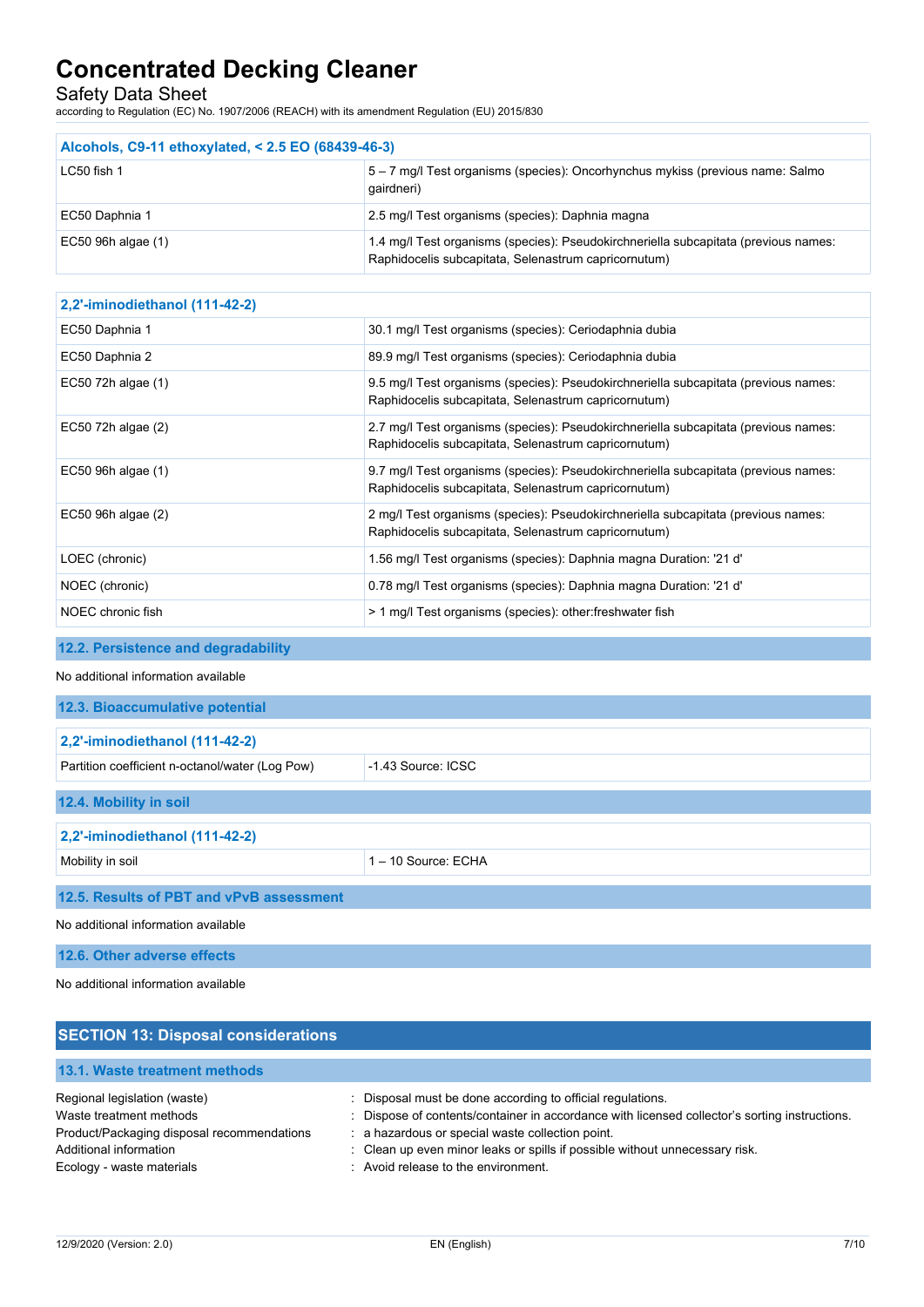| Alcohols, C9-11 ethoxylated, < 2.5 EO (68439-46-3) | |
|---|---|
| LC50 fish 1 | 5 – 7 mg/l Test organisms (species): Oncorhynchus mykiss (previous name: Salmo gairdneri) |
| EC50 Daphnia 1 | 2.5 mg/l Test organisms (species): Daphnia magna |
| EC50 96h algae (1) | 1.4 mg/l Test organisms (species): Pseudokirchneriella subcapitata (previous names: Raphidocelis subcapitata, Selenastrum capricornutum) |

| 2,2'-iminodiethanol (111-42-2) | |
|---|---|
| EC50 Daphnia 1 | 30.1 mg/l Test organisms (species): Ceriodaphnia dubia |
| EC50 Daphnia 2 | 89.9 mg/l Test organisms (species): Ceriodaphnia dubia |
| EC50 72h algae (1) | 9.5 mg/l Test organisms (species): Pseudokirchneriella subcapitata (previous names: Raphidocelis subcapitata, Selenastrum capricornutum) |
| EC50 72h algae (2) | 2.7 mg/l Test organisms (species): Pseudokirchneriella subcapitata (previous names: Raphidocelis subcapitata, Selenastrum capricornutum) |
| EC50 96h algae (1) | 9.7 mg/l Test organisms (species): Pseudokirchneriella subcapitata (previous names: Raphidocelis subcapitata, Selenastrum capricornutum) |
| EC50 96h algae (2) | 2 mg/l Test organisms (species): Pseudokirchneriella subcapitata (previous names: Raphidocelis subcapitata, Selenastrum capricornutum) |
| LOEC (chronic) | 1.56 mg/l Test organisms (species): Daphnia magna Duration: '21 d' |
| NOEC (chronic) | 0.78 mg/l Test organisms (species): Daphnia magna Duration: '21 d' |
| NOEC chronic fish | > 1 mg/l Test organisms (species): other:freshwater fish |

### 12.2. Persistence and degradability

No additional information available

### 12.3. Bioaccumulative potential

| 2,2'-iminodiethanol (111-42-2) | |
|---|---|
| Partition coefficient n-octanol/water (Log Pow) | -1.43 Source: ICSC |

### 12.4. Mobility in soil

| 2,2'-iminodiethanol (111-42-2) | |
|---|---|
| Mobility in soil | 1 – 10 Source: ECHA |

### 12.5. Results of PBT and vPvB assessment

No additional information available

### 12.6. Other adverse effects

No additional information available

## SECTION 13: Disposal considerations

### 13.1. Waste treatment methods

Regional legislation (waste) : Disposal must be done according to official regulations.
Waste treatment methods : Dispose of contents/container in accordance with licensed collector's sorting instructions.
Product/Packaging disposal recommendations : a hazardous or special waste collection point.
Additional information : Clean up even minor leaks or spills if possible without unnecessary risk.
Ecology - waste materials : Avoid release to the environment.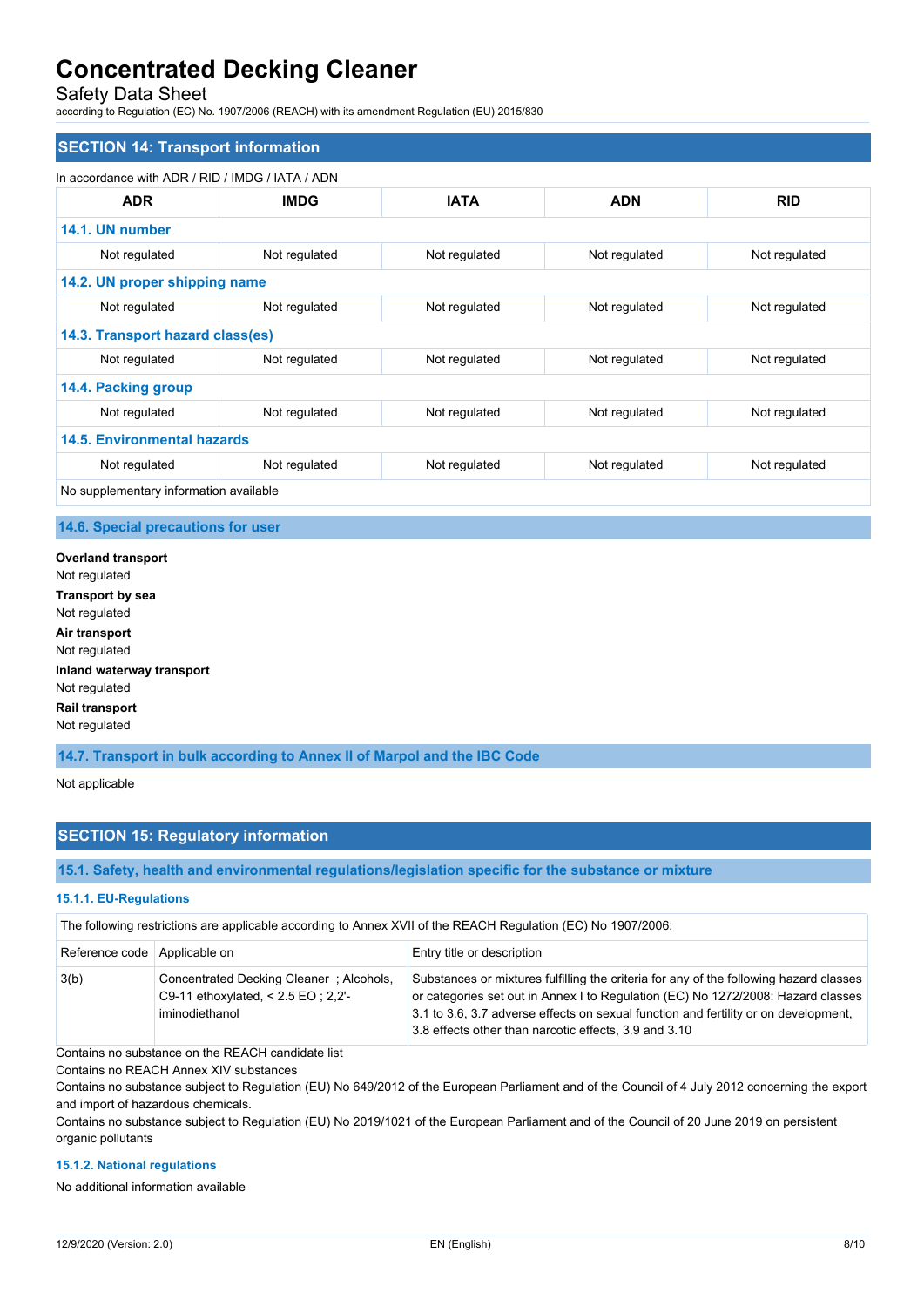## SECTION 14: Transport information

In accordance with ADR / RID / IMDG / IATA / ADN

| ADR | IMDG | IATA | ADN | RID |
|---|---|---|---|---|
| **14.1. UN number** | | | | |
| Not regulated | Not regulated | Not regulated | Not regulated | Not regulated |
| **14.2. UN proper shipping name** | | | | |
| Not regulated | Not regulated | Not regulated | Not regulated | Not regulated |
| **14.3. Transport hazard class(es)** | | | | |
| Not regulated | Not regulated | Not regulated | Not regulated | Not regulated |
| **14.4. Packing group** | | | | |
| Not regulated | Not regulated | Not regulated | Not regulated | Not regulated |
| **14.5. Environmental hazards** | | | | |
| Not regulated | Not regulated | Not regulated | Not regulated | Not regulated |
| No supplementary information available | | | | |

### 14.6. Special precautions for user

**Overland transport**
Not regulated

**Transport by sea**
Not regulated

**Air transport**
Not regulated

**Inland waterway transport**
Not regulated

**Rail transport**
Not regulated

### 14.7. Transport in bulk according to Annex II of Marpol and the IBC Code

Not applicable

## SECTION 15: Regulatory information

### 15.1. Safety, health and environmental regulations/legislation specific for the substance or mixture

#### 15.1.1. EU-Regulations

The following restrictions are applicable according to Annex XVII of the REACH Regulation (EC) No 1907/2006:

| Reference code | Applicable on | Entry title or description |
|---|---|---|
| 3(b) | Concentrated Decking Cleaner ; Alcohols, C9-11 ethoxylated, < 2.5 EO ; 2,2'-iminodiethanol | Substances or mixtures fulfilling the criteria for any of the following hazard classes or categories set out in Annex I to Regulation (EC) No 1272/2008: Hazard classes 3.1 to 3.6, 3.7 adverse effects on sexual function and fertility or on development, 3.8 effects other than narcotic effects, 3.9 and 3.10 |

Contains no substance on the REACH candidate list

Contains no REACH Annex XIV substances

Contains no substance subject to Regulation (EU) No 649/2012 of the European Parliament and of the Council of 4 July 2012 concerning the export and import of hazardous chemicals.

Contains no substance subject to Regulation (EU) No 2019/1021 of the European Parliament and of the Council of 20 June 2019 on persistent organic pollutants

#### 15.1.2. National regulations

No additional information available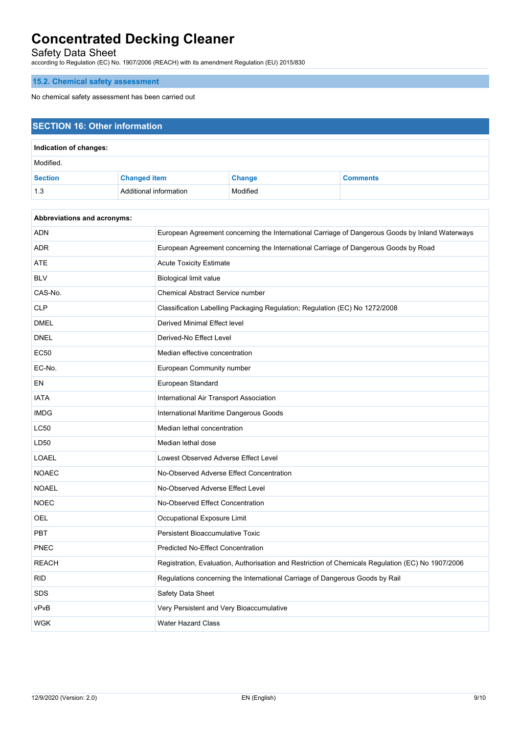### 15.2. Chemical safety assessment

No chemical safety assessment has been carried out

## SECTION 16: Other information

**Indication of changes:**

Modified.

| Section | Changed item | Change | Comments |
|---|---|---|---|
| 1.3 | Additional information | Modified | |

**Abbreviations and acronyms:**

| | |
|---|---|
| ADN | European Agreement concerning the International Carriage of Dangerous Goods by Inland Waterways |
| ADR | European Agreement concerning the International Carriage of Dangerous Goods by Road |
| ATE | Acute Toxicity Estimate |
| BLV | Biological limit value |
| CAS-No. | Chemical Abstract Service number |
| CLP | Classification Labelling Packaging Regulation; Regulation (EC) No 1272/2008 |
| DMEL | Derived Minimal Effect level |
| DNEL | Derived-No Effect Level |
| EC50 | Median effective concentration |
| EC-No. | European Community number |
| EN | European Standard |
| IATA | International Air Transport Association |
| IMDG | International Maritime Dangerous Goods |
| LC50 | Median lethal concentration |
| LD50 | Median lethal dose |
| LOAEL | Lowest Observed Adverse Effect Level |
| NOAEC | No-Observed Adverse Effect Concentration |
| NOAEL | No-Observed Adverse Effect Level |
| NOEC | No-Observed Effect Concentration |
| OEL | Occupational Exposure Limit |
| PBT | Persistent Bioaccumulative Toxic |
| PNEC | Predicted No-Effect Concentration |
| REACH | Registration, Evaluation, Authorisation and Restriction of Chemicals Regulation (EC) No 1907/2006 |
| RID | Regulations concerning the International Carriage of Dangerous Goods by Rail |
| SDS | Safety Data Sheet |
| vPvB | Very Persistent and Very Bioaccumulative |
| WGK | Water Hazard Class |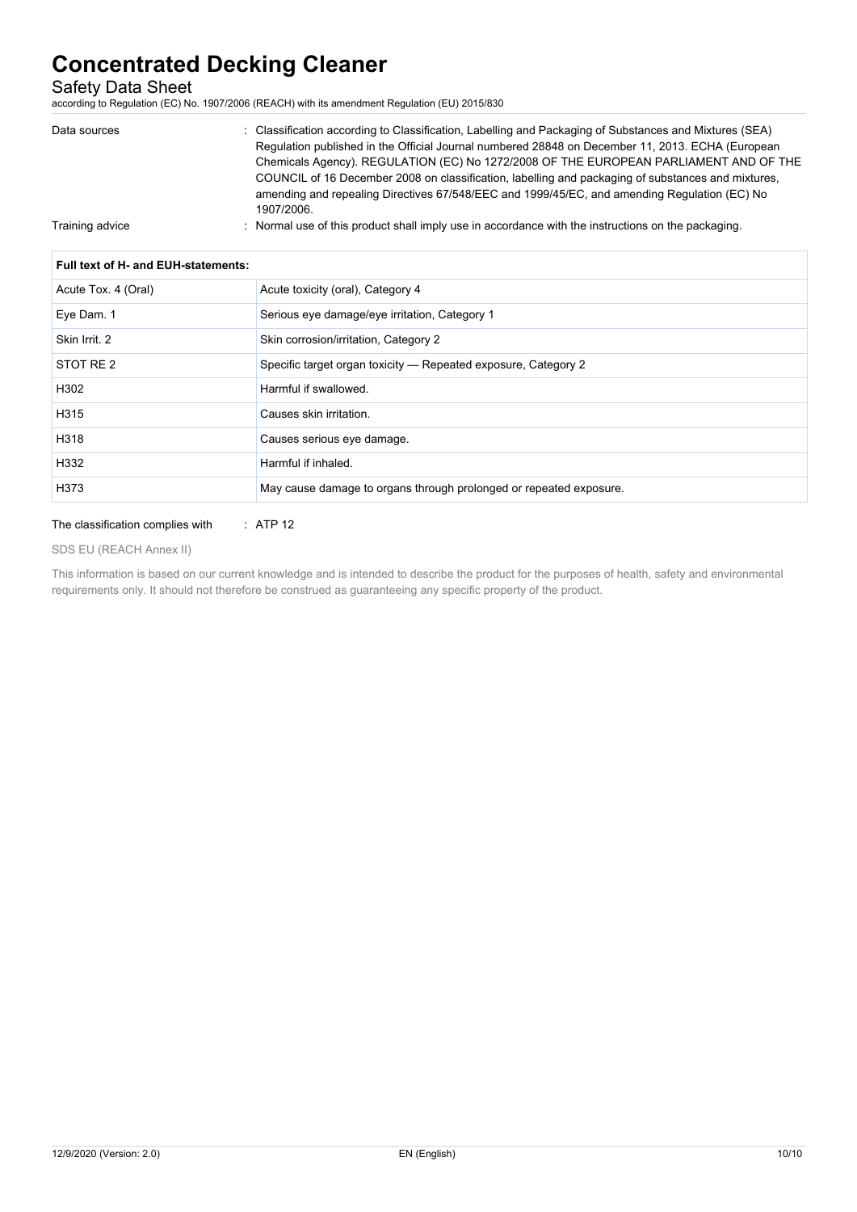| | |
|---|---|
| Data sources | : Classification according to Classification, Labelling and Packaging of Substances and Mixtures (SEA) Regulation published in the Official Journal numbered 28848 on December 11, 2013. ECHA (European Chemicals Agency). REGULATION (EC) No 1272/2008 OF THE EUROPEAN PARLIAMENT AND OF THE COUNCIL of 16 December 2008 on classification, labelling and packaging of substances and mixtures, amending and repealing Directives 67/548/EEC and 1999/45/EC, and amending Regulation (EC) No 1907/2006. |
| Training advice | : Normal use of this product shall imply use in accordance with the instructions on the packaging. |

| **Full text of H- and EUH-statements:** | |
|---|---|
| Acute Tox. 4 (Oral) | Acute toxicity (oral), Category 4 |
| Eye Dam. 1 | Serious eye damage/eye irritation, Category 1 |
| Skin Irrit. 2 | Skin corrosion/irritation, Category 2 |
| STOT RE 2 | Specific target organ toxicity — Repeated exposure, Category 2 |
| H302 | Harmful if swallowed. |
| H315 | Causes skin irritation. |
| H318 | Causes serious eye damage. |
| H332 | Harmful if inhaled. |
| H373 | May cause damage to organs through prolonged or repeated exposure. |

The classification complies with : ATP 12

SDS EU (REACH Annex II)

This information is based on our current knowledge and is intended to describe the product for the purposes of health, safety and environmental requirements only. It should not therefore be construed as guaranteeing any specific property of the product.